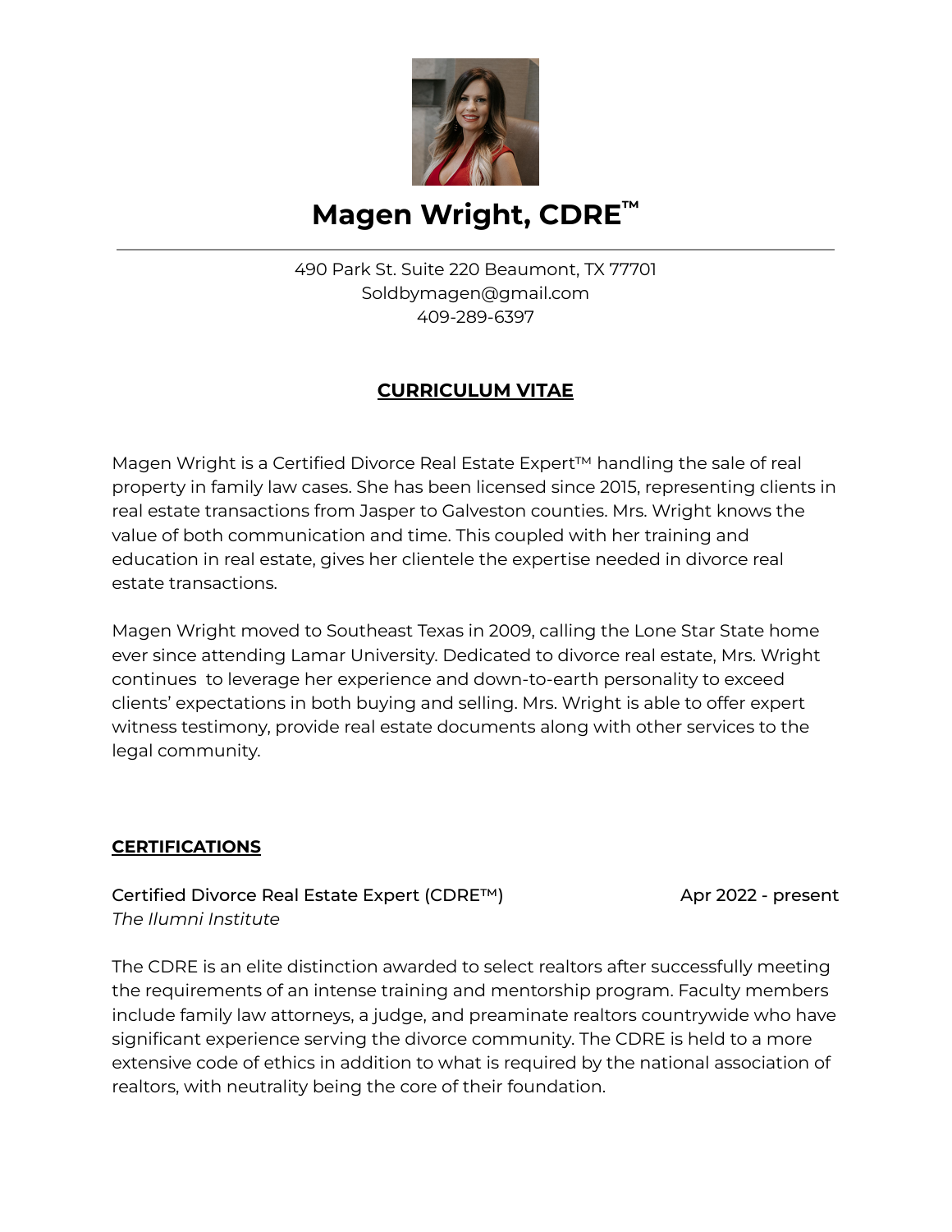# Magen Wright, CDRE™

490 Park St. Suite 220 Beaumont, TX 77701
Soldbymagen@gmail.com
409-289-6397

## CURRICULUM VITAE

Magen Wright is a Certified Divorce Real Estate Expert™ handling the sale of real property in family law cases. She has been licensed since 2015, representing clients in real estate transactions from Jasper to Galveston counties. Mrs. Wright knows the value of both communication and time. This coupled with her training and education in real estate, gives her clientele the expertise needed in divorce real estate transactions.

Magen Wright moved to Southeast Texas in 2009, calling the Lone Star State home ever since attending Lamar University. Dedicated to divorce real estate, Mrs. Wright continues to leverage her experience and down-to-earth personality to exceed clients' expectations in both buying and selling. Mrs. Wright is able to offer expert witness testimony, provide real estate documents along with other services to the legal community.

## CERTIFICATIONS

Certified Divorce Real Estate Expert (CDRE™) — Apr 2022 - present
*The Ilumni Institute*

The CDRE is an elite distinction awarded to select realtors after successfully meeting the requirements of an intense training and mentorship program. Faculty members include family law attorneys, a judge, and preaminate realtors countrywide who have significant experience serving the divorce community. The CDRE is held to a more extensive code of ethics in addition to what is required by the national association of realtors, with neutrality being the core of their foundation.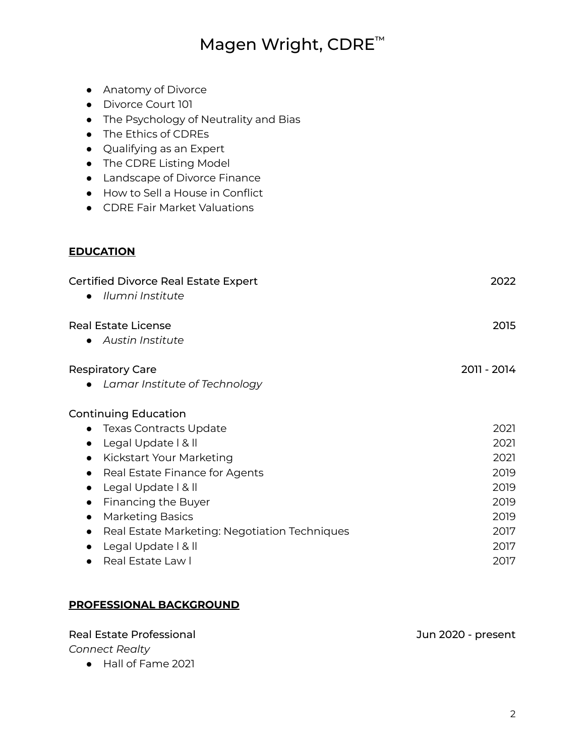- Anatomy of Divorce
- Divorce Court 101
- The Psychology of Neutrality and Bias
- The Ethics of CDREs
- Qualifying as an Expert
- The CDRE Listing Model
- Landscape of Divorce Finance
- How to Sell a House in Conflict
- CDRE Fair Market Valuations

## EDUCATION

Certified Divorce Real Estate Expert — 2022
- *Ilumni Institute*

Real Estate License — 2015
- *Austin Institute*

Respiratory Care — 2011 - 2014
- *Lamar Institute of Technology*

Continuing Education
- Texas Contracts Update — 2021
- Legal Update I & II — 2021
- Kickstart Your Marketing — 2021
- Real Estate Finance for Agents — 2019
- Legal Update I & II — 2019
- Financing the Buyer — 2019
- Marketing Basics — 2019
- Real Estate Marketing: Negotiation Techniques — 2017
- Legal Update I & II — 2017
- Real Estate Law I — 2017

## PROFESSIONAL BACKGROUND

Real Estate Professional — Jun 2020 - present
*Connect Realty*
- Hall of Fame 2021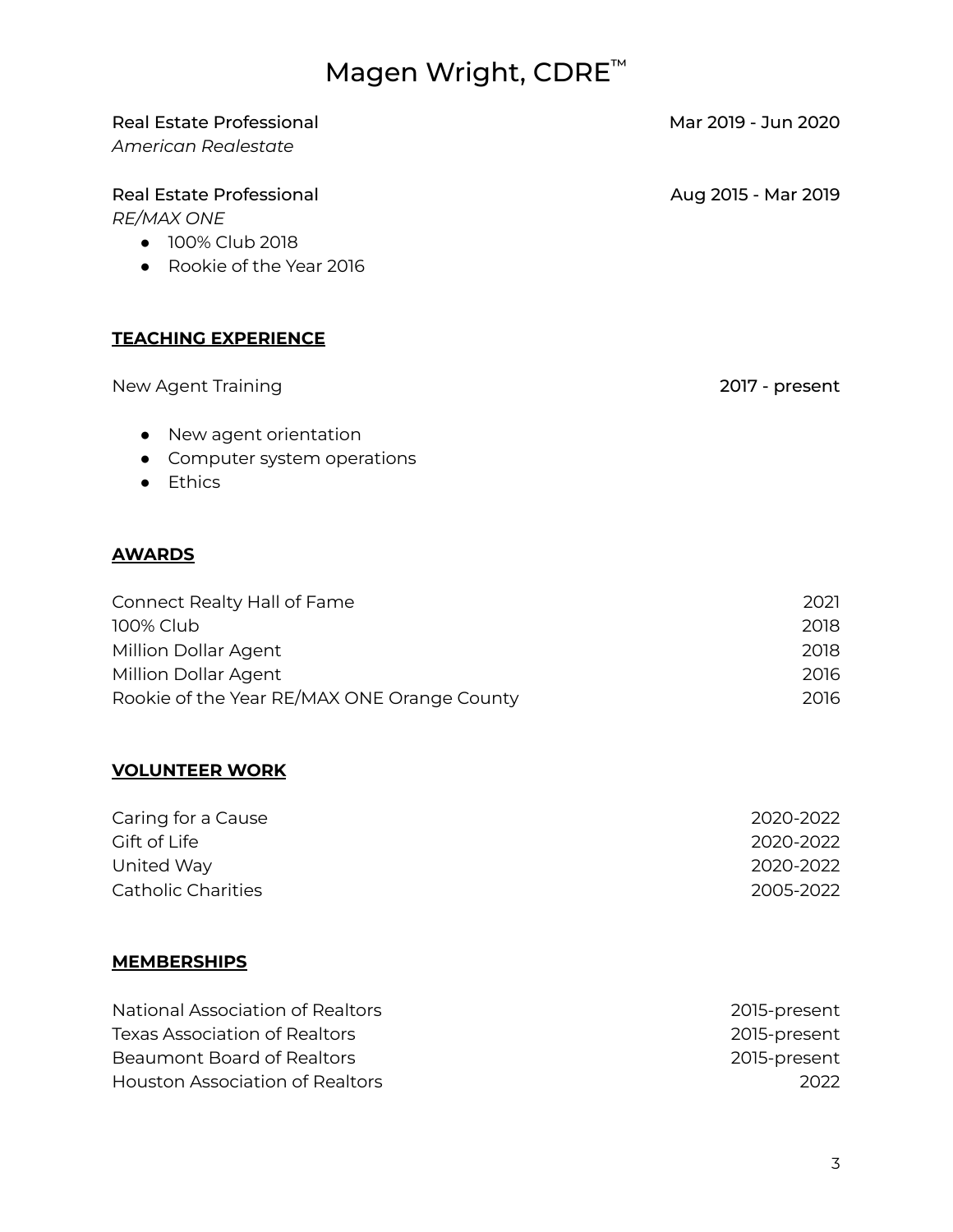# Magen Wright, CDRE™

**Real Estate Professional** — Mar 2019 - Jun 2020
*American Realestate*

**Real Estate Professional** — Aug 2015 - Mar 2019
*RE/MAX ONE*

- 100% Club 2018
- Rookie of the Year 2016

## **TEACHING EXPERIENCE**

New Agent Training — 2017 - present

- New agent orientation
- Computer system operations
- Ethics

## **AWARDS**

| | |
|---|---|
| Connect Realty Hall of Fame | 2021 |
| 100% Club | 2018 |
| Million Dollar Agent | 2018 |
| Million Dollar Agent | 2016 |
| Rookie of the Year RE/MAX ONE Orange County | 2016 |

## **VOLUNTEER WORK**

| | |
|---|---|
| Caring for a Cause | 2020-2022 |
| Gift of Life | 2020-2022 |
| United Way | 2020-2022 |
| Catholic Charities | 2005-2022 |

## **MEMBERSHIPS**

| | |
|---|---|
| National Association of Realtors | 2015-present |
| Texas Association of Realtors | 2015-present |
| Beaumont Board of Realtors | 2015-present |
| Houston Association of Realtors | 2022 |